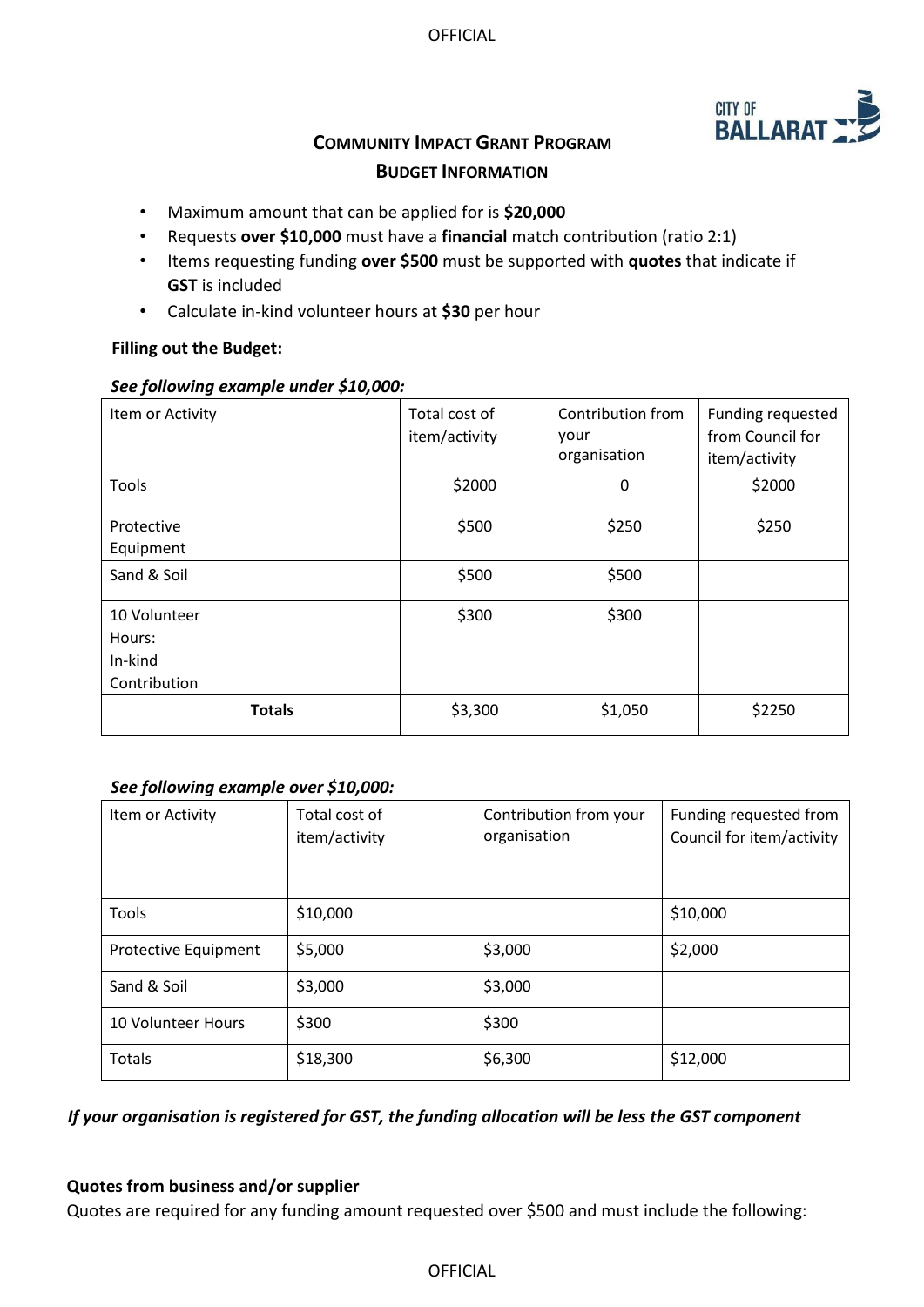# Community Impact Grant Program

## Budget Information

- Maximum amount that can be applied for is **$20,000**
- Requests **over $10,000** must have a **financial** match contribution (ratio 2:1)
- Items requesting funding **over $500** must be supported with **quotes** that indicate if **GST** is included
- Calculate in-kind volunteer hours at **$30** per hour

**Filling out the Budget:**

***See following example under $10,000:***

| Item or Activity | Total cost of item/activity | Contribution from your organisation | Funding requested from Council for item/activity |
|---|---|---|---|
| Tools | $2000 | 0 | $2000 |
| Protective Equipment | $500 | $250 | $250 |
| Sand & Soil | $500 | $500 | |
| 10 Volunteer Hours: In-kind Contribution | $300 | $300 | |
| **Totals** | $3,300 | $1,050 | $2250 |

***See following example <u>over</u> $10,000:***

| Item or Activity | Total cost of item/activity | Contribution from your organisation | Funding requested from Council for item/activity |
|---|---|---|---|
| Tools | $10,000 | | $10,000 |
| Protective Equipment | $5,000 | $3,000 | $2,000 |
| Sand & Soil | $3,000 | $3,000 | |
| 10 Volunteer Hours | $300 | $300 | |
| Totals | $18,300 | $6,300 | $12,000 |

***If your organisation is registered for GST, the funding allocation will be less the GST component***

**Quotes from business and/or supplier**

Quotes are required for any funding amount requested over $500 and must include the following: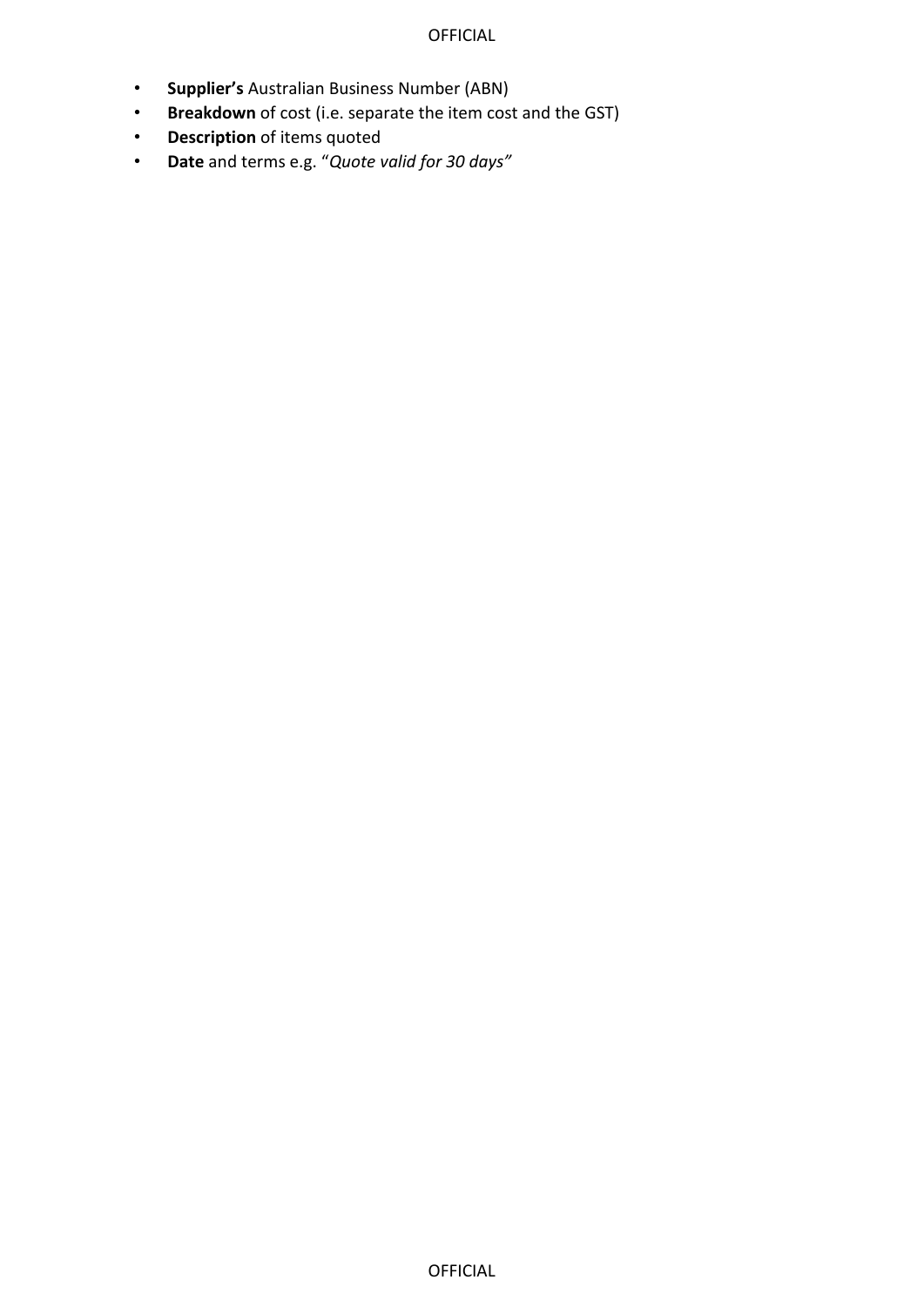- **Supplier's** Australian Business Number (ABN)
- **Breakdown** of cost (i.e. separate the item cost and the GST)
- **Description** of items quoted
- **Date** and terms e.g. "*Quote valid for 30 days"*